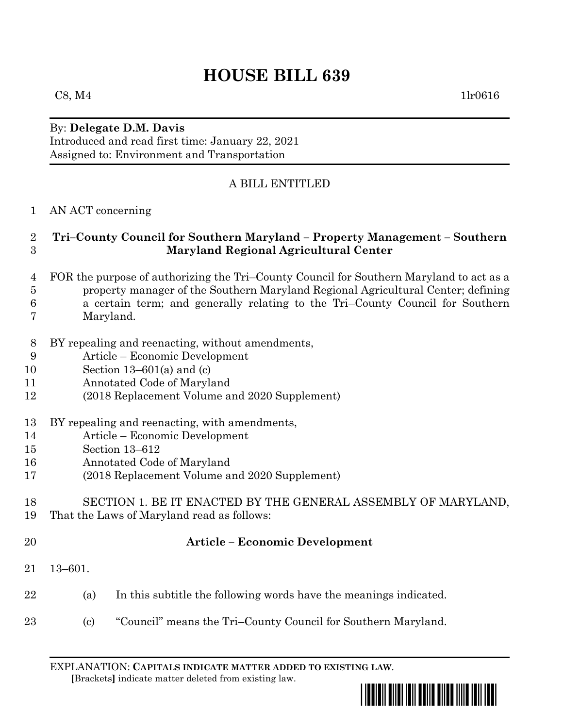# HOUSE BILL 639

C8, M4 1lr0616

By: **Delegate D.M. Davis**
Introduced and read first time: January 22, 2021
Assigned to: Environment and Transportation

A BILL ENTITLED

1 AN ACT concerning

2 **Tri–County Council for Southern Maryland – Property Management – Southern**
3 **Maryland Regional Agricultural Center**

4 FOR the purpose of authorizing the Tri–County Council for Southern Maryland to act as a
5 property manager of the Southern Maryland Regional Agricultural Center; defining
6 a certain term; and generally relating to the Tri–County Council for Southern
7 Maryland.

8 BY repealing and reenacting, without amendments,
9 Article – Economic Development
10 Section 13–601(a) and (c)
11 Annotated Code of Maryland
12 (2018 Replacement Volume and 2020 Supplement)

13 BY repealing and reenacting, with amendments,
14 Article – Economic Development
15 Section 13–612
16 Annotated Code of Maryland
17 (2018 Replacement Volume and 2020 Supplement)

18 SECTION 1. BE IT ENACTED BY THE GENERAL ASSEMBLY OF MARYLAND,
19 That the Laws of Maryland read as follows:

20 **Article – Economic Development**

21 13–601.

22 (a) In this subtitle the following words have the meanings indicated.

23 (c) "Council" means the Tri–County Council for Southern Maryland.

EXPLANATION: **CAPITALS INDICATE MATTER ADDED TO EXISTING LAW**.
**[**Brackets**]** indicate matter deleted from existing law.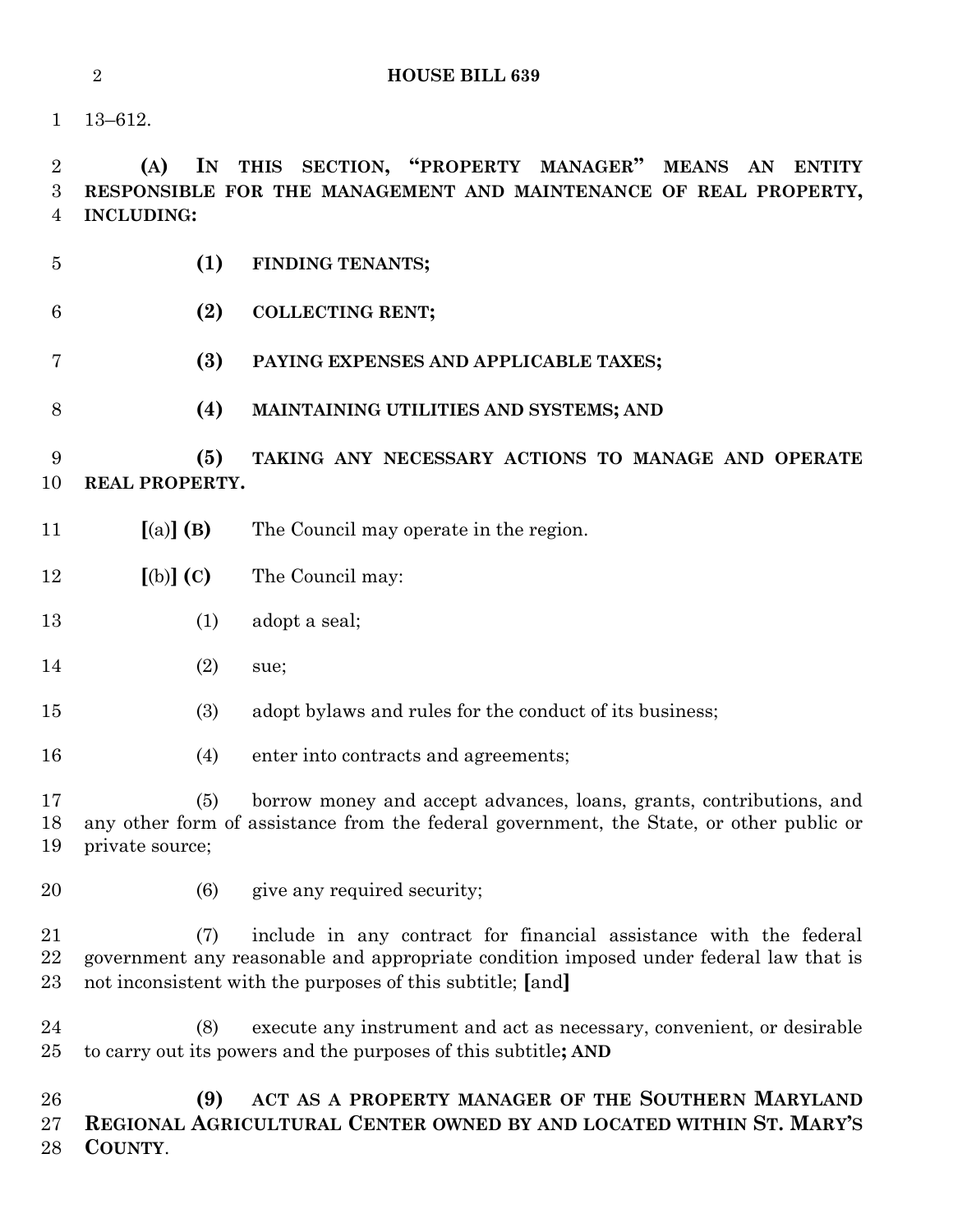13–612.

**(A) IN THIS SECTION, "PROPERTY MANAGER" MEANS AN ENTITY RESPONSIBLE FOR THE MANAGEMENT AND MAINTENANCE OF REAL PROPERTY, INCLUDING:**

**(1) FINDING TENANTS;**

**(2) COLLECTING RENT;**

**(3) PAYING EXPENSES AND APPLICABLE TAXES;**

**(4) MAINTAINING UTILITIES AND SYSTEMS; AND**

**(5) TAKING ANY NECESSARY ACTIONS TO MANAGE AND OPERATE REAL PROPERTY.**

**[**(a)**] (B)** The Council may operate in the region.

**[**(b)**] (C)** The Council may:

(1) adopt a seal;

(2) sue;

(3) adopt bylaws and rules for the conduct of its business;

(4) enter into contracts and agreements;

(5) borrow money and accept advances, loans, grants, contributions, and any other form of assistance from the federal government, the State, or other public or private source;

(6) give any required security;

(7) include in any contract for financial assistance with the federal government any reasonable and appropriate condition imposed under federal law that is not inconsistent with the purposes of this subtitle; **[**and**]**

(8) execute any instrument and act as necessary, convenient, or desirable to carry out its powers and the purposes of this subtitle**; AND**

**(9) ACT AS A PROPERTY MANAGER OF THE SOUTHERN MARYLAND REGIONAL AGRICULTURAL CENTER OWNED BY AND LOCATED WITHIN ST. MARY'S COUNTY**.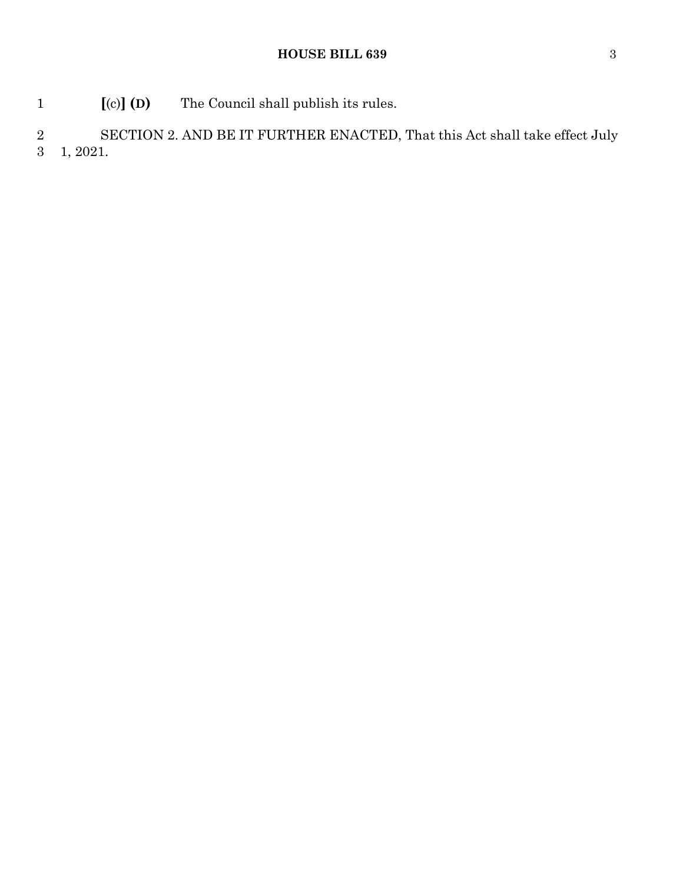**[**(c)**] (D)** The Council shall publish its rules.

SECTION 2. AND BE IT FURTHER ENACTED, That this Act shall take effect July 1, 2021.